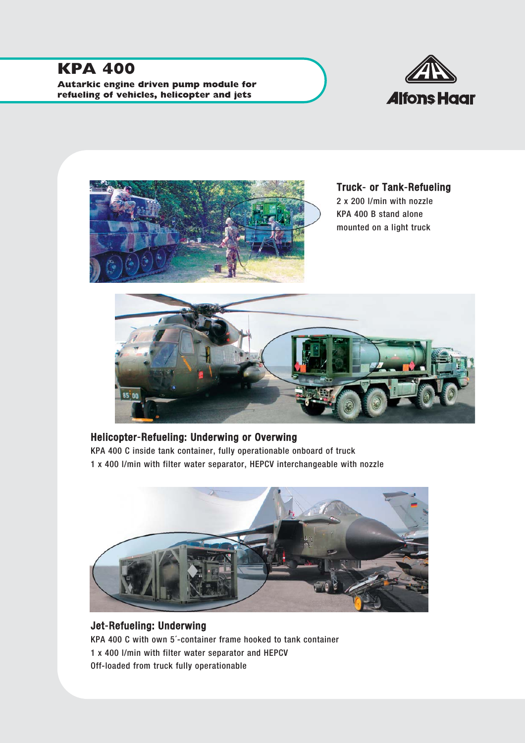# KPA 400

**Autarkic engine driven pump module for refueling of vehicles, helicopter and jets**

Alfons Haar

### Truck- or Tank-Refueling

2 x 200 l/min with nozzle
KPA 400 B stand alone
mounted on a light truck

### Helicopter-Refueling: Underwing or Overwing

KPA 400 C inside tank container, fully operationable onboard of truck
1 x 400 l/min with filter water separator, HEPCV interchangeable with nozzle

### Jet-Refueling: Underwing

KPA 400 C with own 5´-container frame hooked to tank container
1 x 400 l/min with filter water separator and HEPCV
Off-loaded from truck fully operationable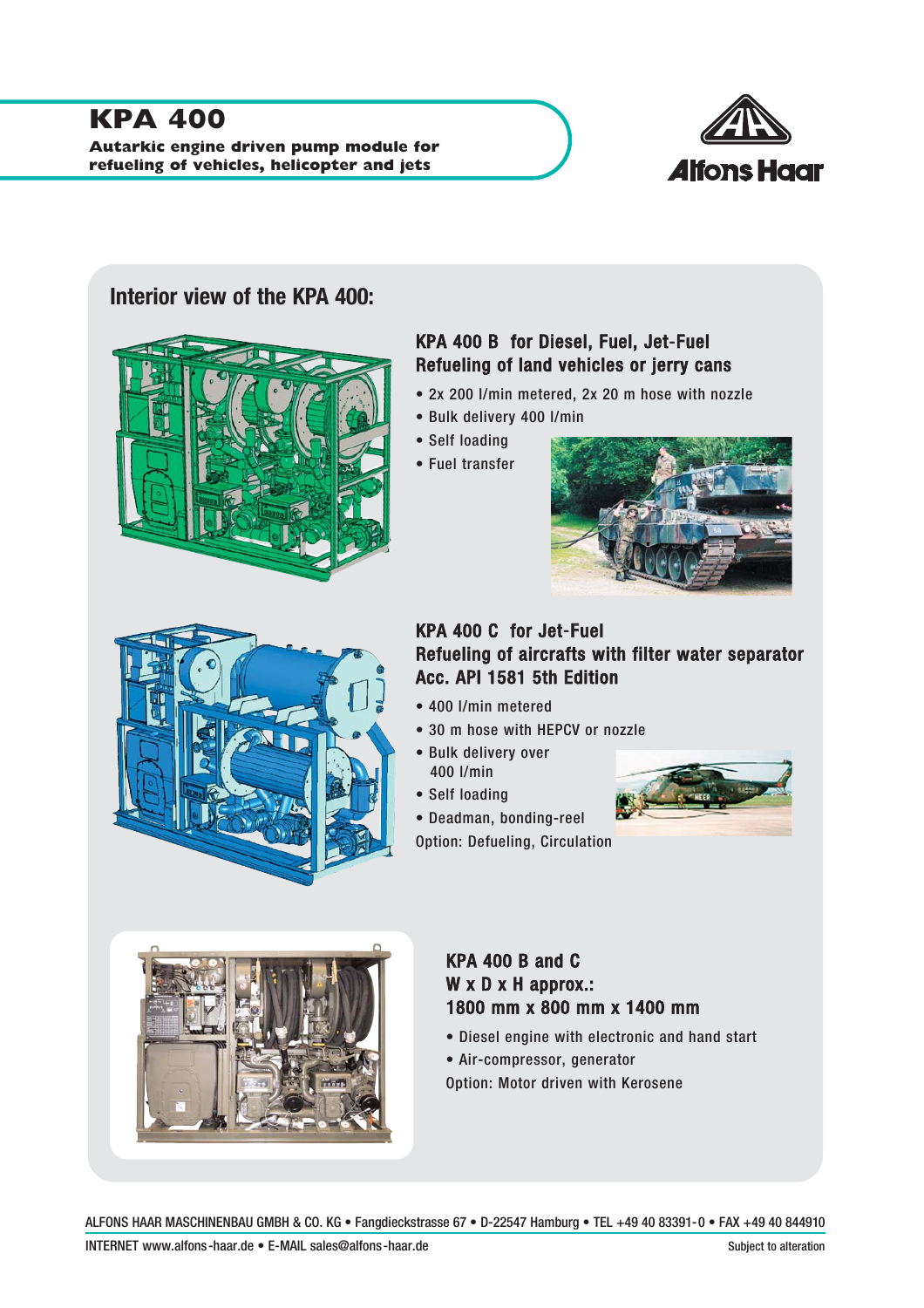# KPA 400

**Autarkic engine driven pump module for refueling of vehicles, helicopter and jets**

## Interior view of the KPA 400:

### KPA 400 B for Diesel, Fuel, Jet-Fuel Refueling of land vehicles or jerry cans

- 2x 200 l/min metered, 2x 20 m hose with nozzle
- Bulk delivery 400 l/min
- Self loading
- Fuel transfer

### KPA 400 C for Jet-Fuel Refueling of aircrafts with filter water separator Acc. API 1581 5th Edition

- 400 l/min metered
- 30 m hose with HEPCV or nozzle
- Bulk delivery over 400 l/min
- Self loading
- Deadman, bonding-reel

Option: Defueling, Circulation

### KPA 400 B and C W x D x H approx.: 1800 mm x 800 mm x 1400 mm

- Diesel engine with electronic and hand start
- Air-compressor, generator

Option: Motor driven with Kerosene

ALFONS HAAR MASCHINENBAU GMBH & CO. KG • Fangdieckstrasse 67 • D-22547 Hamburg • TEL +49 40 83391-0 • FAX +49 40 844910

INTERNET www.alfons-haar.de • E-MAIL sales@alfons-haar.de

Subject to alteration